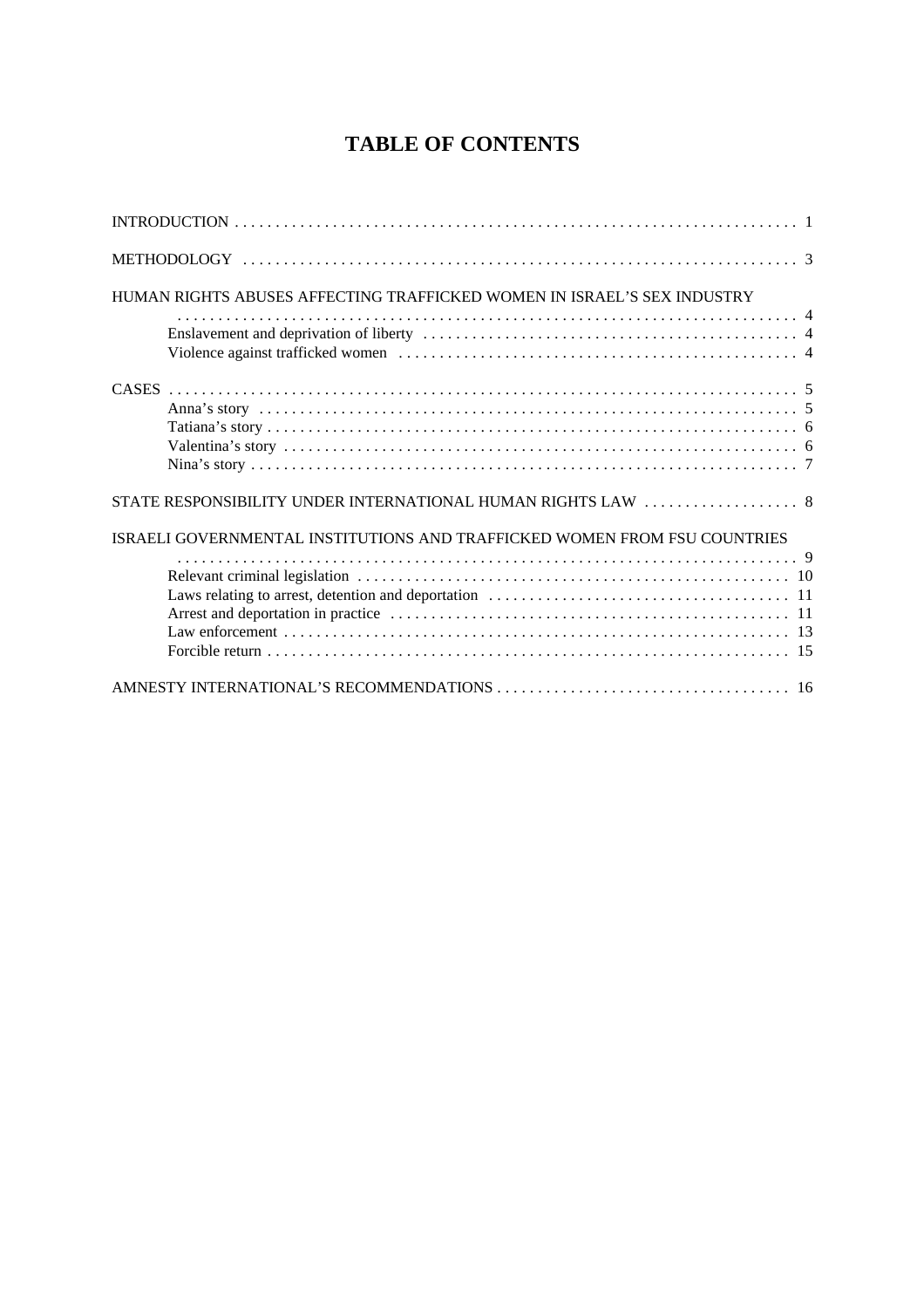# TABLE OF CONTENTS

INTRODUCTION . . . . . . . . . . . . . . . . . . . . . . . . . . . . . . . . . . . . . . . . . . . . . . . . . . . . . . . . . . . . . . . . . . 1

METHODOLOGY . . . . . . . . . . . . . . . . . . . . . . . . . . . . . . . . . . . . . . . . . . . . . . . . . . . . . . . . . . . . . . . . . 3

HUMAN RIGHTS ABUSES AFFECTING TRAFFICKED WOMEN IN ISRAEL'S SEX INDUSTRY . . . . . . . . . . . . . . . . . . . . . . . . . . . . . . . . . . . . . . . . . . . . . . . . . . . . . . . . . . . . . . . . . . . . . . . . 4

- Enslavement and deprivation of liberty . . . . . . . . . . . . . . . . . . . . . . . . . . . . . . . . . . . . . . . . . . . . . 4
- Violence against trafficked women . . . . . . . . . . . . . . . . . . . . . . . . . . . . . . . . . . . . . . . . . . . . . . . . 4

CASES . . . . . . . . . . . . . . . . . . . . . . . . . . . . . . . . . . . . . . . . . . . . . . . . . . . . . . . . . . . . . . . . . . . . . . . . . . 5

- Anna's story . . . . . . . . . . . . . . . . . . . . . . . . . . . . . . . . . . . . . . . . . . . . . . . . . . . . . . . . . . . . . . . . . 5
- Tatiana's story . . . . . . . . . . . . . . . . . . . . . . . . . . . . . . . . . . . . . . . . . . . . . . . . . . . . . . . . . . . . . . . 6
- Valentina's story . . . . . . . . . . . . . . . . . . . . . . . . . . . . . . . . . . . . . . . . . . . . . . . . . . . . . . . . . . . . . . 6
- Nina's story . . . . . . . . . . . . . . . . . . . . . . . . . . . . . . . . . . . . . . . . . . . . . . . . . . . . . . . . . . . . . . . . . 7

STATE RESPONSIBILITY UNDER INTERNATIONAL HUMAN RIGHTS LAW . . . . . . . . . . . . . . . . . . 8

ISRAELI GOVERNMENTAL INSTITUTIONS AND TRAFFICKED WOMEN FROM FSU COUNTRIES . . . . . . . . . . . . . . . . . . . . . . . . . . . . . . . . . . . . . . . . . . . . . . . . . . . . . . . . . . . . . . . . . . . . . . . . . 9

- Relevant criminal legislation . . . . . . . . . . . . . . . . . . . . . . . . . . . . . . . . . . . . . . . . . . . . . . . . . . . . 10
- Laws relating to arrest, detention and deportation . . . . . . . . . . . . . . . . . . . . . . . . . . . . . . . . . . . . 11
- Arrest and deportation in practice . . . . . . . . . . . . . . . . . . . . . . . . . . . . . . . . . . . . . . . . . . . . . . . . 11
- Law enforcement . . . . . . . . . . . . . . . . . . . . . . . . . . . . . . . . . . . . . . . . . . . . . . . . . . . . . . . . . . . . . 13
- Forcible return . . . . . . . . . . . . . . . . . . . . . . . . . . . . . . . . . . . . . . . . . . . . . . . . . . . . . . . . . . . . . . . 15

AMNESTY INTERNATIONAL'S RECOMMENDATIONS . . . . . . . . . . . . . . . . . . . . . . . . . . . . . . . . . . . 16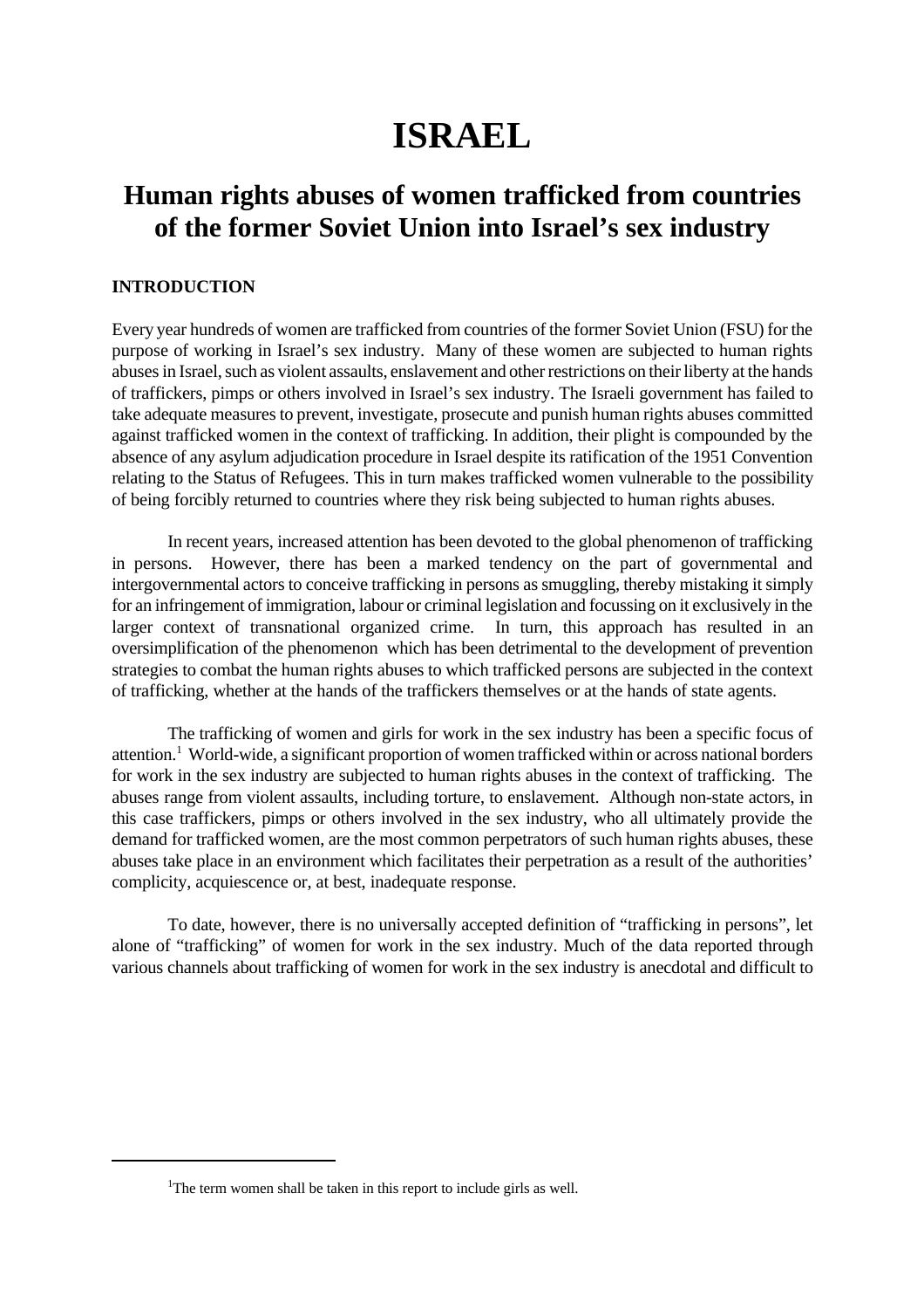# ISRAEL

## Human rights abuses of women trafficked from countries of the former Soviet Union into Israel's sex industry

### INTRODUCTION

Every year hundreds of women are trafficked from countries of the former Soviet Union (FSU) for the purpose of working in Israel's sex industry. Many of these women are subjected to human rights abuses in Israel, such as violent assaults, enslavement and other restrictions on their liberty at the hands of traffickers, pimps or others involved in Israel's sex industry. The Israeli government has failed to take adequate measures to prevent, investigate, prosecute and punish human rights abuses committed against trafficked women in the context of trafficking. In addition, their plight is compounded by the absence of any asylum adjudication procedure in Israel despite its ratification of the 1951 Convention relating to the Status of Refugees. This in turn makes trafficked women vulnerable to the possibility of being forcibly returned to countries where they risk being subjected to human rights abuses.

In recent years, increased attention has been devoted to the global phenomenon of trafficking in persons. However, there has been a marked tendency on the part of governmental and intergovernmental actors to conceive trafficking in persons as smuggling, thereby mistaking it simply for an infringement of immigration, labour or criminal legislation and focussing on it exclusively in the larger context of transnational organized crime. In turn, this approach has resulted in an oversimplification of the phenomenon which has been detrimental to the development of prevention strategies to combat the human rights abuses to which trafficked persons are subjected in the context of trafficking, whether at the hands of the traffickers themselves or at the hands of state agents.

The trafficking of women and girls for work in the sex industry has been a specific focus of attention.[1] World-wide, a significant proportion of women trafficked within or across national borders for work in the sex industry are subjected to human rights abuses in the context of trafficking. The abuses range from violent assaults, including torture, to enslavement. Although non-state actors, in this case traffickers, pimps or others involved in the sex industry, who all ultimately provide the demand for trafficked women, are the most common perpetrators of such human rights abuses, these abuses take place in an environment which facilitates their perpetration as a result of the authorities' complicity, acquiescence or, at best, inadequate response.

To date, however, there is no universally accepted definition of "trafficking in persons", let alone of "trafficking" of women for work in the sex industry. Much of the data reported through various channels about trafficking of women for work in the sex industry is anecdotal and difficult to

---

[1] The term women shall be taken in this report to include girls as well.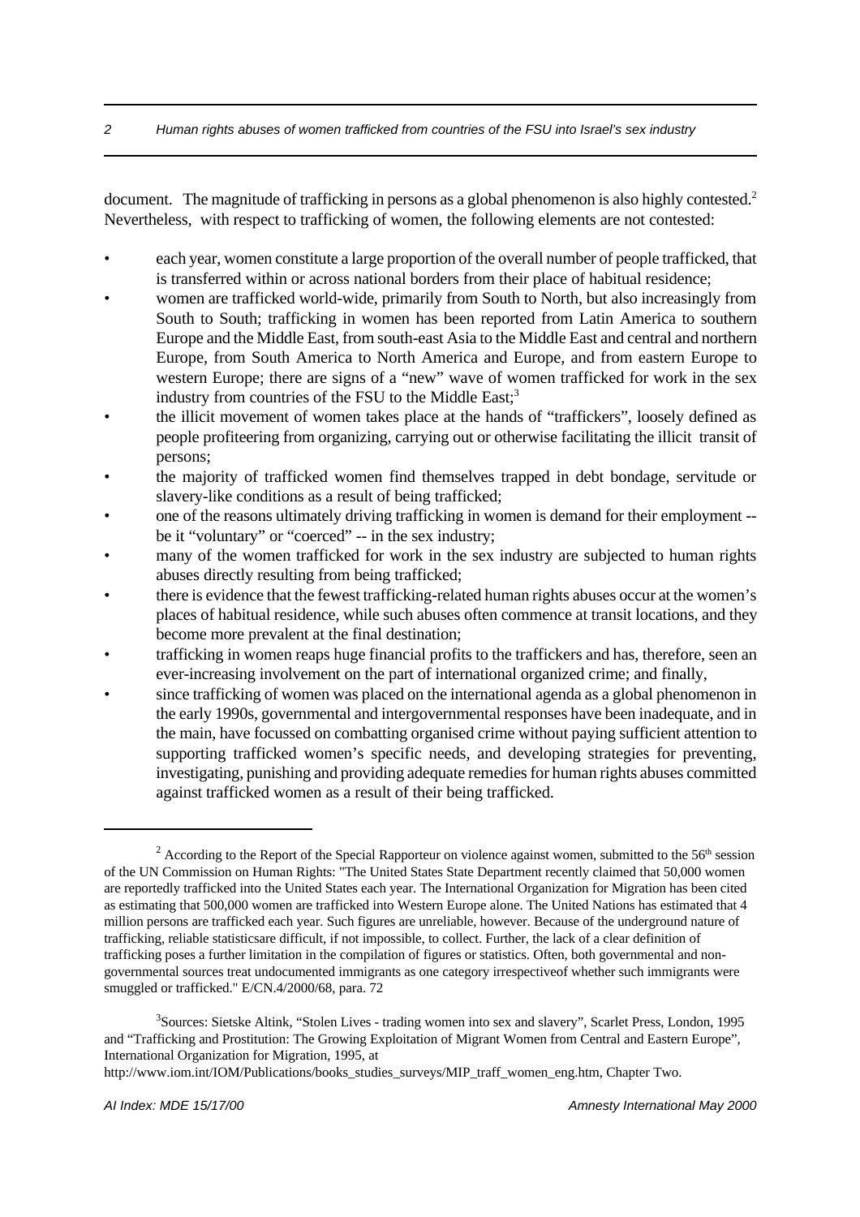document. The magnitude of trafficking in persons as a global phenomenon is also highly contested.[2] Nevertheless, with respect to trafficking of women, the following elements are not contested:

- each year, women constitute a large proportion of the overall number of people trafficked, that is transferred within or across national borders from their place of habitual residence;
- women are trafficked world-wide, primarily from South to North, but also increasingly from South to South; trafficking in women has been reported from Latin America to southern Europe and the Middle East, from south-east Asia to the Middle East and central and northern Europe, from South America to North America and Europe, and from eastern Europe to western Europe; there are signs of a "new" wave of women trafficked for work in the sex industry from countries of the FSU to the Middle East;[3]
- the illicit movement of women takes place at the hands of "traffickers", loosely defined as people profiteering from organizing, carrying out or otherwise facilitating the illicit transit of persons;
- the majority of trafficked women find themselves trapped in debt bondage, servitude or slavery-like conditions as a result of being trafficked;
- one of the reasons ultimately driving trafficking in women is demand for their employment -- be it "voluntary" or "coerced" -- in the sex industry;
- many of the women trafficked for work in the sex industry are subjected to human rights abuses directly resulting from being trafficked;
- there is evidence that the fewest trafficking-related human rights abuses occur at the women's places of habitual residence, while such abuses often commence at transit locations, and they become more prevalent at the final destination;
- trafficking in women reaps huge financial profits to the traffickers and has, therefore, seen an ever-increasing involvement on the part of international organized crime; and finally,
- since trafficking of women was placed on the international agenda as a global phenomenon in the early 1990s, governmental and intergovernmental responses have been inadequate, and in the main, have focussed on combatting organised crime without paying sufficient attention to supporting trafficked women's specific needs, and developing strategies for preventing, investigating, punishing and providing adequate remedies for human rights abuses committed against trafficked women as a result of their being trafficked.

---

[2] According to the Report of the Special Rapporteur on violence against women, submitted to the 56th session of the UN Commission on Human Rights: "The United States State Department recently claimed that 50,000 women are reportedly trafficked into the United States each year. The International Organization for Migration has been cited as estimating that 500,000 women are trafficked into Western Europe alone. The United Nations has estimated that 4 million persons are trafficked each year. Such figures are unreliable, however. Because of the underground nature of trafficking, reliable statisticsare difficult, if not impossible, to collect. Further, the lack of a clear definition of trafficking poses a further limitation in the compilation of figures or statistics. Often, both governmental and non-governmental sources treat undocumented immigrants as one category irrespectiveof whether such immigrants were smuggled or trafficked." E/CN.4/2000/68, para. 72

[3] Sources: Sietske Altink, "Stolen Lives - trading women into sex and slavery", Scarlet Press, London, 1995 and "Trafficking and Prostitution: The Growing Exploitation of Migrant Women from Central and Eastern Europe", International Organization for Migration, 1995, at http://www.iom.int/IOM/Publications/books_studies_surveys/MIP_traff_women_eng.htm, Chapter Two.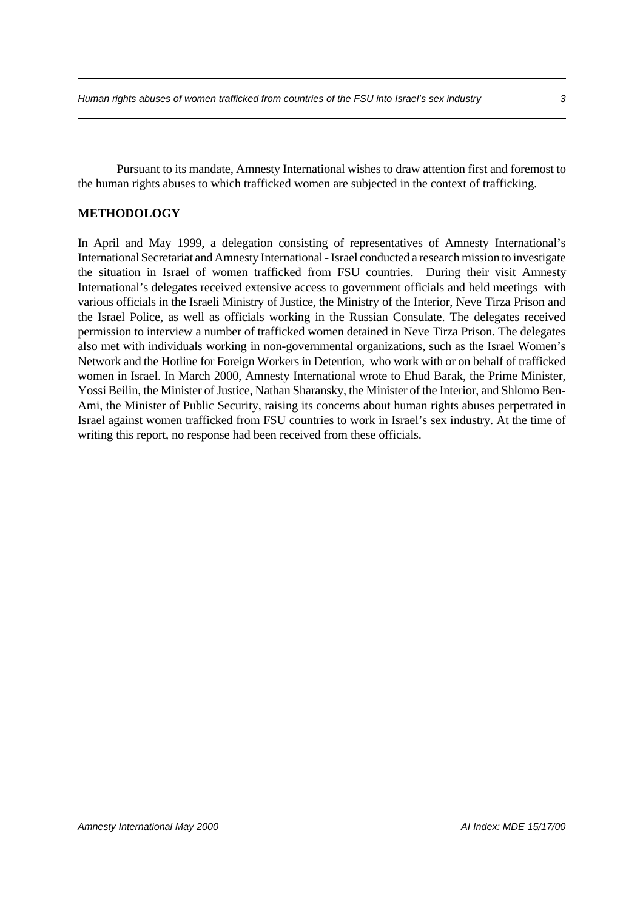Pursuant to its mandate, Amnesty International wishes to draw attention first and foremost to the human rights abuses to which trafficked women are subjected in the context of trafficking.

**METHODOLOGY**

In April and May 1999, a delegation consisting of representatives of Amnesty International's International Secretariat and Amnesty International - Israel conducted a research mission to investigate the situation in Israel of women trafficked from FSU countries. During their visit Amnesty International's delegates received extensive access to government officials and held meetings with various officials in the Israeli Ministry of Justice, the Ministry of the Interior, Neve Tirza Prison and the Israel Police, as well as officials working in the Russian Consulate. The delegates received permission to interview a number of trafficked women detained in Neve Tirza Prison. The delegates also met with individuals working in non-governmental organizations, such as the Israel Women's Network and the Hotline for Foreign Workers in Detention, who work with or on behalf of trafficked women in Israel. In March 2000, Amnesty International wrote to Ehud Barak, the Prime Minister, Yossi Beilin, the Minister of Justice, Nathan Sharansky, the Minister of the Interior, and Shlomo Ben-Ami, the Minister of Public Security, raising its concerns about human rights abuses perpetrated in Israel against women trafficked from FSU countries to work in Israel's sex industry. At the time of writing this report, no response had been received from these officials.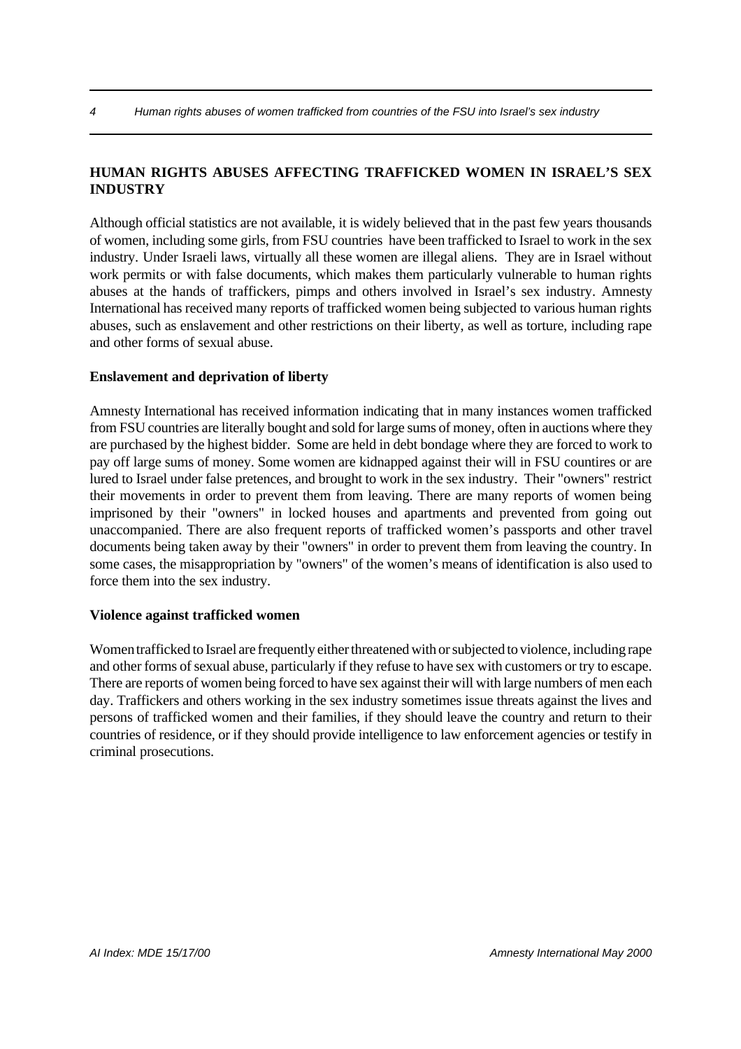## HUMAN RIGHTS ABUSES AFFECTING TRAFFICKED WOMEN IN ISRAEL'S SEX INDUSTRY

Although official statistics are not available, it is widely believed that in the past few years thousands of women, including some girls, from FSU countries have been trafficked to Israel to work in the sex industry. Under Israeli laws, virtually all these women are illegal aliens. They are in Israel without work permits or with false documents, which makes them particularly vulnerable to human rights abuses at the hands of traffickers, pimps and others involved in Israel's sex industry. Amnesty International has received many reports of trafficked women being subjected to various human rights abuses, such as enslavement and other restrictions on their liberty, as well as torture, including rape and other forms of sexual abuse.

### Enslavement and deprivation of liberty

Amnesty International has received information indicating that in many instances women trafficked from FSU countries are literally bought and sold for large sums of money, often in auctions where they are purchased by the highest bidder. Some are held in debt bondage where they are forced to work to pay off large sums of money. Some women are kidnapped against their will in FSU countires or are lured to Israel under false pretences, and brought to work in the sex industry. Their "owners" restrict their movements in order to prevent them from leaving. There are many reports of women being imprisoned by their "owners" in locked houses and apartments and prevented from going out unaccompanied. There are also frequent reports of trafficked women's passports and other travel documents being taken away by their "owners" in order to prevent them from leaving the country. In some cases, the misappropriation by "owners" of the women's means of identification is also used to force them into the sex industry.

### Violence against trafficked women

Women trafficked to Israel are frequently either threatened with or subjected to violence, including rape and other forms of sexual abuse, particularly if they refuse to have sex with customers or try to escape. There are reports of women being forced to have sex against their will with large numbers of men each day. Traffickers and others working in the sex industry sometimes issue threats against the lives and persons of trafficked women and their families, if they should leave the country and return to their countries of residence, or if they should provide intelligence to law enforcement agencies or testify in criminal prosecutions.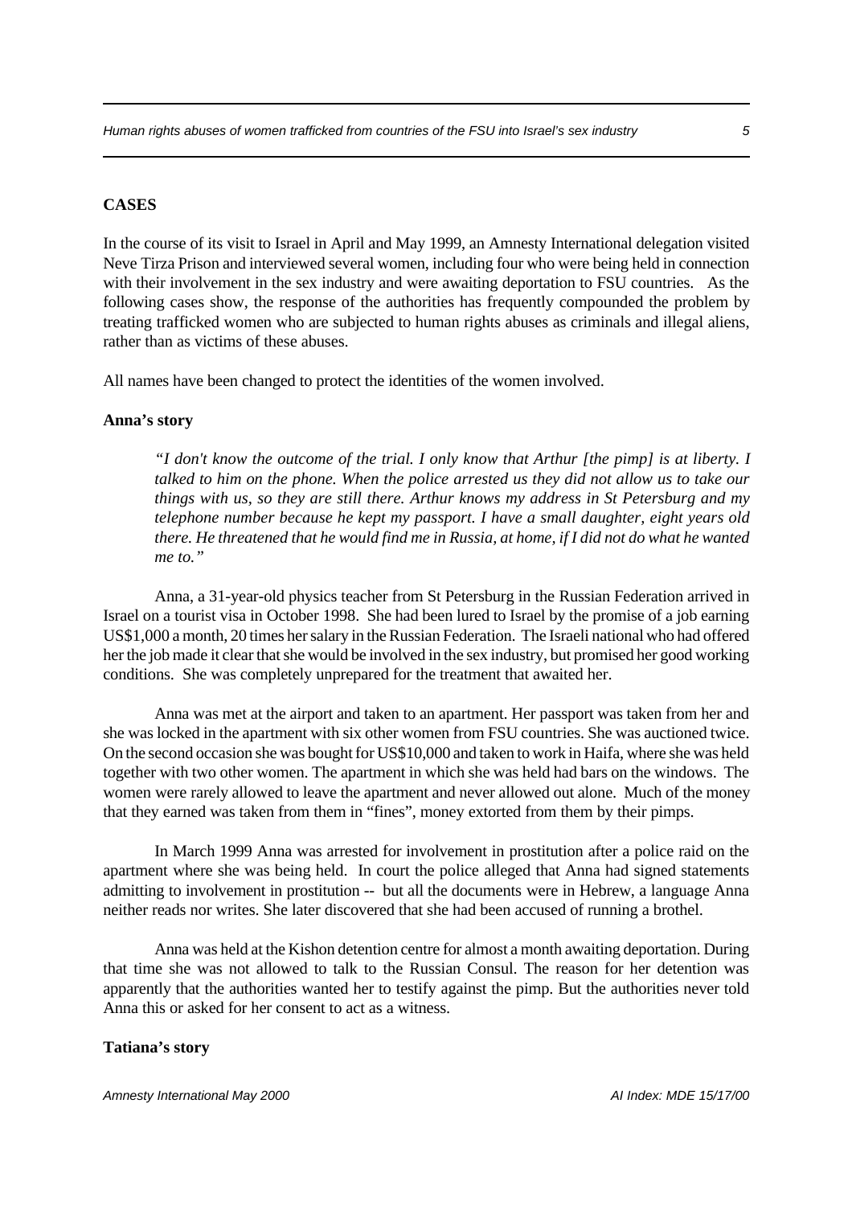## CASES

In the course of its visit to Israel in April and May 1999, an Amnesty International delegation visited Neve Tirza Prison and interviewed several women, including four who were being held in connection with their involvement in the sex industry and were awaiting deportation to FSU countries. As the following cases show, the response of the authorities has frequently compounded the problem by treating trafficked women who are subjected to human rights abuses as criminals and illegal aliens, rather than as victims of these abuses.

All names have been changed to protect the identities of the women involved.

### Anna's story

> *"I don't know the outcome of the trial. I only know that Arthur [the pimp] is at liberty. I talked to him on the phone. When the police arrested us they did not allow us to take our things with us, so they are still there. Arthur knows my address in St Petersburg and my telephone number because he kept my passport. I have a small daughter, eight years old there. He threatened that he would find me in Russia, at home, if I did not do what he wanted me to."*

Anna, a 31-year-old physics teacher from St Petersburg in the Russian Federation arrived in Israel on a tourist visa in October 1998. She had been lured to Israel by the promise of a job earning US$1,000 a month, 20 times her salary in the Russian Federation. The Israeli national who had offered her the job made it clear that she would be involved in the sex industry, but promised her good working conditions. She was completely unprepared for the treatment that awaited her.

Anna was met at the airport and taken to an apartment. Her passport was taken from her and she was locked in the apartment with six other women from FSU countries. She was auctioned twice. On the second occasion she was bought for US$10,000 and taken to work in Haifa, where she was held together with two other women. The apartment in which she was held had bars on the windows. The women were rarely allowed to leave the apartment and never allowed out alone. Much of the money that they earned was taken from them in "fines", money extorted from them by their pimps.

In March 1999 Anna was arrested for involvement in prostitution after a police raid on the apartment where she was being held. In court the police alleged that Anna had signed statements admitting to involvement in prostitution -- but all the documents were in Hebrew, a language Anna neither reads nor writes. She later discovered that she had been accused of running a brothel.

Anna was held at the Kishon detention centre for almost a month awaiting deportation. During that time she was not allowed to talk to the Russian Consul. The reason for her detention was apparently that the authorities wanted her to testify against the pimp. But the authorities never told Anna this or asked for her consent to act as a witness.

### Tatiana's story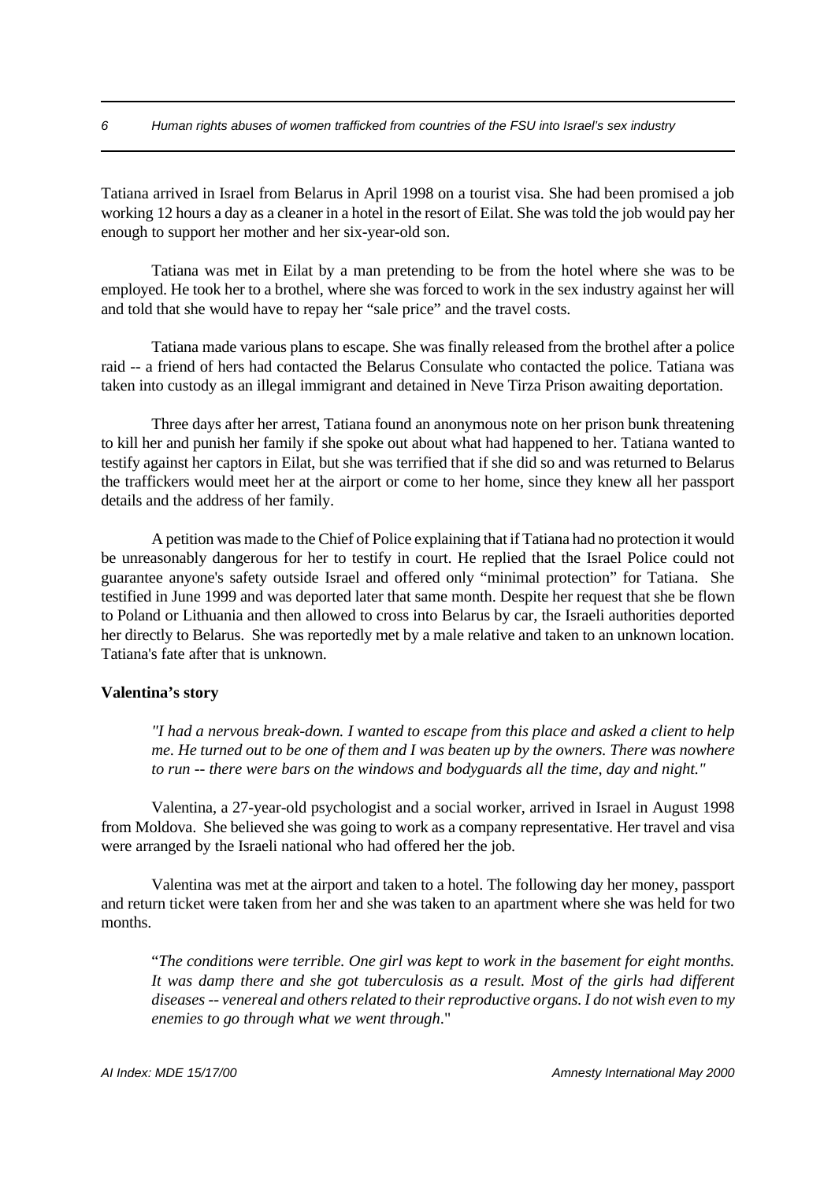Tatiana arrived in Israel from Belarus in April 1998 on a tourist visa. She had been promised a job working 12 hours a day as a cleaner in a hotel in the resort of Eilat. She was told the job would pay her enough to support her mother and her six-year-old son.

Tatiana was met in Eilat by a man pretending to be from the hotel where she was to be employed. He took her to a brothel, where she was forced to work in the sex industry against her will and told that she would have to repay her "sale price" and the travel costs.

Tatiana made various plans to escape. She was finally released from the brothel after a police raid -- a friend of hers had contacted the Belarus Consulate who contacted the police. Tatiana was taken into custody as an illegal immigrant and detained in Neve Tirza Prison awaiting deportation.

Three days after her arrest, Tatiana found an anonymous note on her prison bunk threatening to kill her and punish her family if she spoke out about what had happened to her. Tatiana wanted to testify against her captors in Eilat, but she was terrified that if she did so and was returned to Belarus the traffickers would meet her at the airport or come to her home, since they knew all her passport details and the address of her family.

A petition was made to the Chief of Police explaining that if Tatiana had no protection it would be unreasonably dangerous for her to testify in court. He replied that the Israel Police could not guarantee anyone's safety outside Israel and offered only "minimal protection" for Tatiana. She testified in June 1999 and was deported later that same month. Despite her request that she be flown to Poland or Lithuania and then allowed to cross into Belarus by car, the Israeli authorities deported her directly to Belarus. She was reportedly met by a male relative and taken to an unknown location. Tatiana's fate after that is unknown.

**Valentina's story**

> *"I had a nervous break-down. I wanted to escape from this place and asked a client to help me. He turned out to be one of them and I was beaten up by the owners. There was nowhere to run -- there were bars on the windows and bodyguards all the time, day and night."*

Valentina, a 27-year-old psychologist and a social worker, arrived in Israel in August 1998 from Moldova. She believed she was going to work as a company representative. Her travel and visa were arranged by the Israeli national who had offered her the job.

Valentina was met at the airport and taken to a hotel. The following day her money, passport and return ticket were taken from her and she was taken to an apartment where she was held for two months.

> "*The conditions were terrible. One girl was kept to work in the basement for eight months. It was damp there and she got tuberculosis as a result. Most of the girls had different diseases -- venereal and others related to their reproductive organs. I do not wish even to my enemies to go through what we went through*."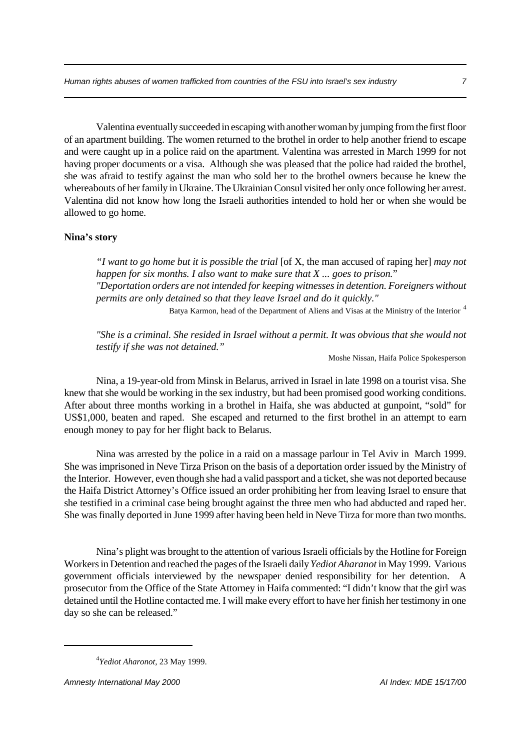Valentina eventually succeeded in escaping with another woman by jumping from the first floor of an apartment building. The women returned to the brothel in order to help another friend to escape and were caught up in a police raid on the apartment. Valentina was arrested in March 1999 for not having proper documents or a visa. Although she was pleased that the police had raided the brothel, she was afraid to testify against the man who sold her to the brothel owners because he knew the whereabouts of her family in Ukraine. The Ukrainian Consul visited her only once following her arrest. Valentina did not know how long the Israeli authorities intended to hold her or when she would be allowed to go home.

**Nina's story**

> *"I want to go home but it is possible the trial* [of X, the man accused of raping her] *may not happen for six months. I also want to make sure that X ... goes to prison.*"
> *"Deportation orders are not intended for keeping witnesses in detention. Foreigners without permits are only detained so that they leave Israel and do it quickly."*
>
> Batya Karmon, head of the Department of Aliens and Visas at the Ministry of the Interior [4]

> *"She is a criminal. She resided in Israel without a permit. It was obvious that she would not testify if she was not detained."*
>
> Moshe Nissan, Haifa Police Spokesperson

Nina, a 19-year-old from Minsk in Belarus, arrived in Israel in late 1998 on a tourist visa. She knew that she would be working in the sex industry, but had been promised good working conditions. After about three months working in a brothel in Haifa, she was abducted at gunpoint, "sold" for US$1,000, beaten and raped. She escaped and returned to the first brothel in an attempt to earn enough money to pay for her flight back to Belarus.

Nina was arrested by the police in a raid on a massage parlour in Tel Aviv in March 1999. She was imprisoned in Neve Tirza Prison on the basis of a deportation order issued by the Ministry of the Interior. However, even though she had a valid passport and a ticket, she was not deported because the Haifa District Attorney's Office issued an order prohibiting her from leaving Israel to ensure that she testified in a criminal case being brought against the three men who had abducted and raped her. She was finally deported in June 1999 after having been held in Neve Tirza for more than two months.

Nina's plight was brought to the attention of various Israeli officials by the Hotline for Foreign Workers in Detention and reached the pages of the Israeli daily *Yediot Aharanot* in May 1999. Various government officials interviewed by the newspaper denied responsibility for her detention. A prosecutor from the Office of the State Attorney in Haifa commented: "I didn't know that the girl was detained until the Hotline contacted me. I will make every effort to have her finish her testimony in one day so she can be released."

---

[4] *Yediot Aharonot*, 23 May 1999.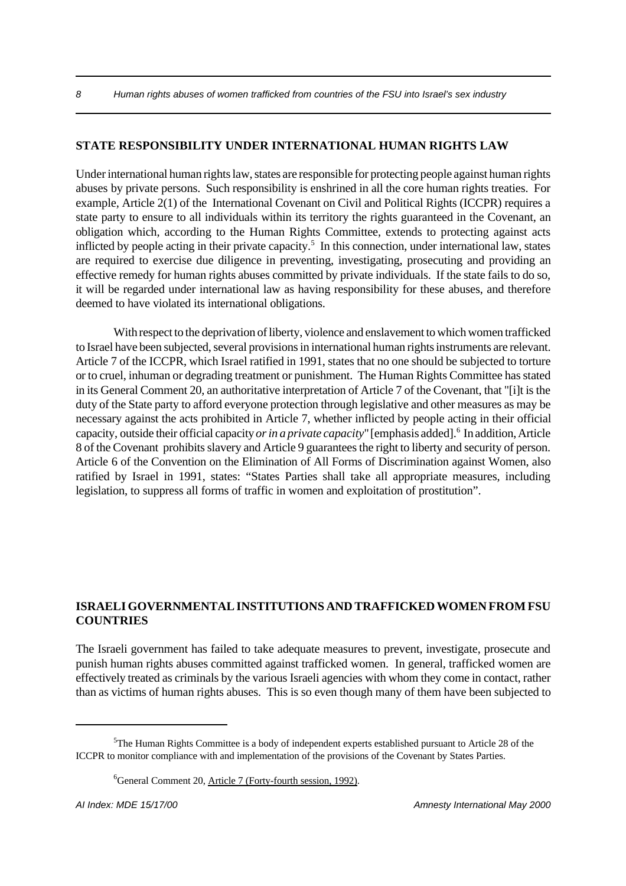## STATE RESPONSIBILITY UNDER INTERNATIONAL HUMAN RIGHTS LAW

Under international human rights law, states are responsible for protecting people against human rights abuses by private persons. Such responsibility is enshrined in all the core human rights treaties. For example, Article 2(1) of the International Covenant on Civil and Political Rights (ICCPR) requires a state party to ensure to all individuals within its territory the rights guaranteed in the Covenant, an obligation which, according to the Human Rights Committee, extends to protecting against acts inflicted by people acting in their private capacity.[5] In this connection, under international law, states are required to exercise due diligence in preventing, investigating, prosecuting and providing an effective remedy for human rights abuses committed by private individuals. If the state fails to do so, it will be regarded under international law as having responsibility for these abuses, and therefore deemed to have violated its international obligations.

With respect to the deprivation of liberty, violence and enslavement to which women trafficked to Israel have been subjected, several provisions in international human rights instruments are relevant. Article 7 of the ICCPR, which Israel ratified in 1991, states that no one should be subjected to torture or to cruel, inhuman or degrading treatment or punishment. The Human Rights Committee has stated in its General Comment 20, an authoritative interpretation of Article 7 of the Covenant, that "[i]t is the duty of the State party to afford everyone protection through legislative and other measures as may be necessary against the acts prohibited in Article 7, whether inflicted by people acting in their official capacity, outside their official capacity *or in a private capacity*" [emphasis added].[6] In addition, Article 8 of the Covenant prohibits slavery and Article 9 guarantees the right to liberty and security of person. Article 6 of the Convention on the Elimination of All Forms of Discrimination against Women, also ratified by Israel in 1991, states: "States Parties shall take all appropriate measures, including legislation, to suppress all forms of traffic in women and exploitation of prostitution".

## ISRAELI GOVERNMENTAL INSTITUTIONS AND TRAFFICKED WOMEN FROM FSU COUNTRIES

The Israeli government has failed to take adequate measures to prevent, investigate, prosecute and punish human rights abuses committed against trafficked women. In general, trafficked women are effectively treated as criminals by the various Israeli agencies with whom they come in contact, rather than as victims of human rights abuses. This is so even though many of them have been subjected to

---

[5] The Human Rights Committee is a body of independent experts established pursuant to Article 28 of the ICCPR to monitor compliance with and implementation of the provisions of the Covenant by States Parties.

[6] General Comment 20, Article 7 (Forty-fourth session, 1992).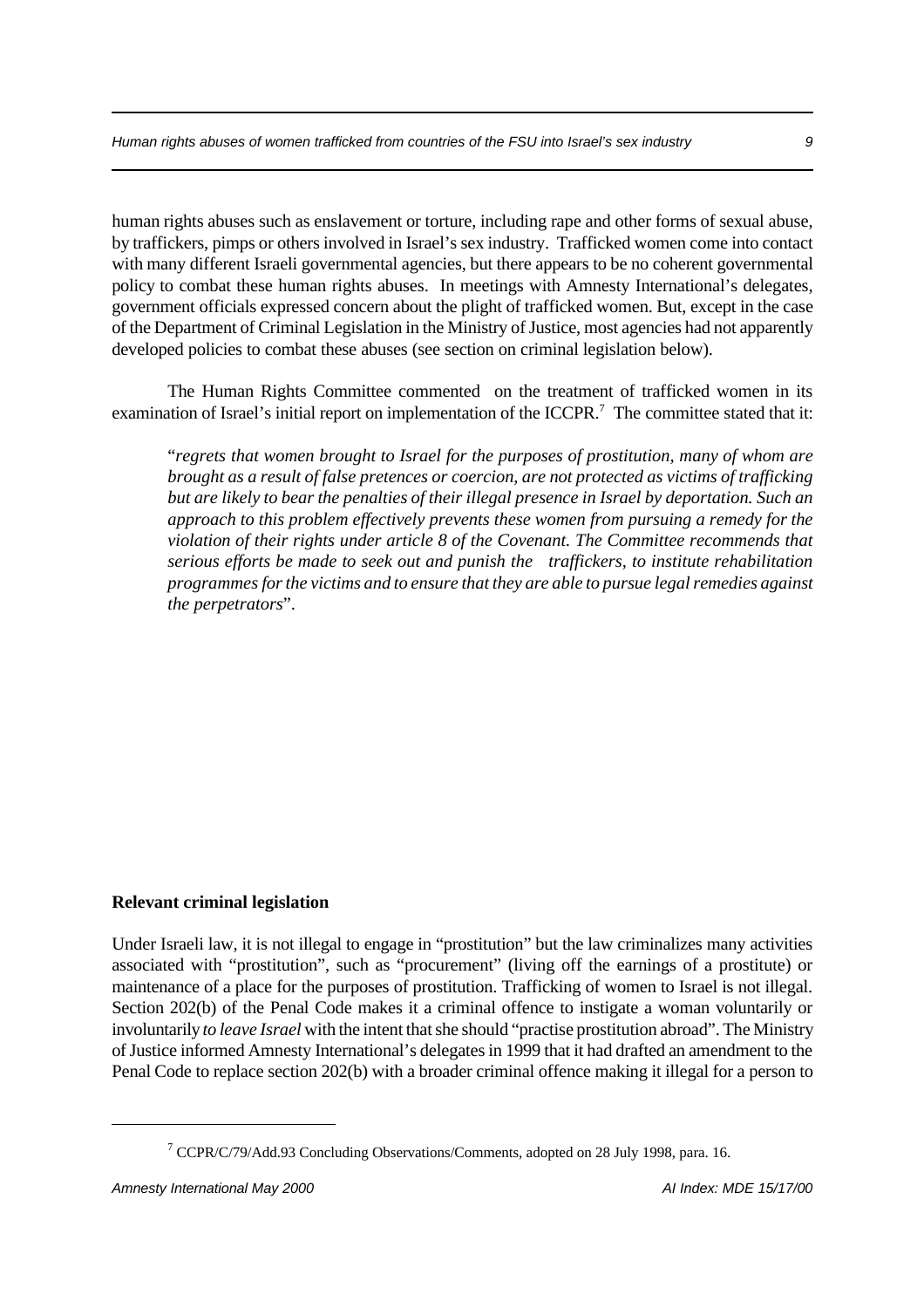human rights abuses such as enslavement or torture, including rape and other forms of sexual abuse, by traffickers, pimps or others involved in Israel's sex industry. Trafficked women come into contact with many different Israeli governmental agencies, but there appears to be no coherent governmental policy to combat these human rights abuses. In meetings with Amnesty International's delegates, government officials expressed concern about the plight of trafficked women. But, except in the case of the Department of Criminal Legislation in the Ministry of Justice, most agencies had not apparently developed policies to combat these abuses (see section on criminal legislation below).

The Human Rights Committee commented on the treatment of trafficked women in its examination of Israel's initial report on implementation of the ICCPR.[7] The committee stated that it:

> "*regrets that women brought to Israel for the purposes of prostitution, many of whom are brought as a result of false pretences or coercion, are not protected as victims of trafficking but are likely to bear the penalties of their illegal presence in Israel by deportation. Such an approach to this problem effectively prevents these women from pursuing a remedy for the violation of their rights under article 8 of the Covenant. The Committee recommends that serious efforts be made to seek out and punish the traffickers, to institute rehabilitation programmes for the victims and to ensure that they are able to pursue legal remedies against the perpetrators*".

**Relevant criminal legislation**

Under Israeli law, it is not illegal to engage in "prostitution" but the law criminalizes many activities associated with "prostitution", such as "procurement" (living off the earnings of a prostitute) or maintenance of a place for the purposes of prostitution. Trafficking of women to Israel is not illegal. Section 202(b) of the Penal Code makes it a criminal offence to instigate a woman voluntarily or involuntarily *to leave Israel* with the intent that she should "practise prostitution abroad". The Ministry of Justice informed Amnesty International's delegates in 1999 that it had drafted an amendment to the Penal Code to replace section 202(b) with a broader criminal offence making it illegal for a person to

[7] CCPR/C/79/Add.93 Concluding Observations/Comments, adopted on 28 July 1998, para. 16.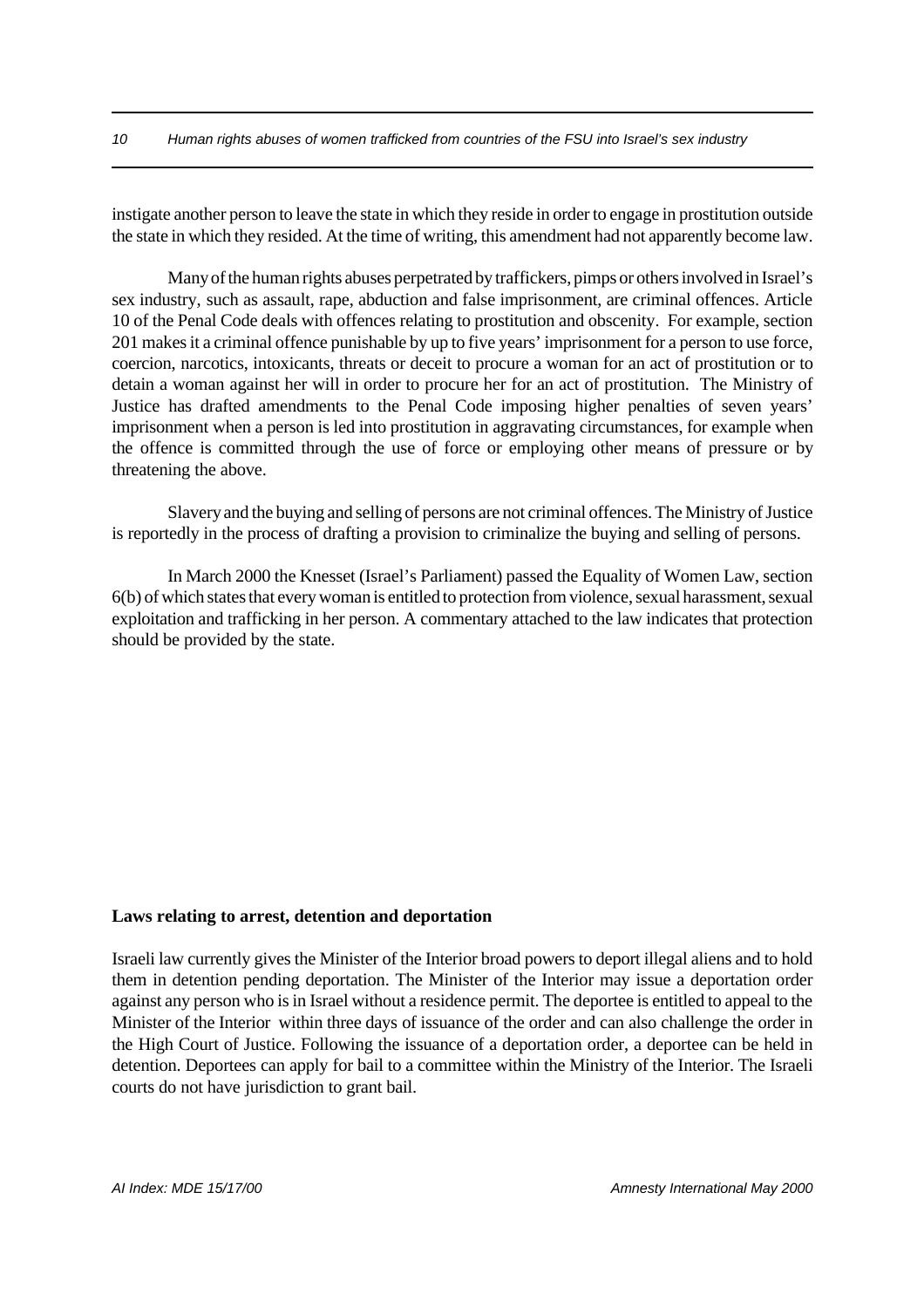instigate another person to leave the state in which they reside in order to engage in prostitution outside the state in which they resided. At the time of writing, this amendment had not apparently become law.

Many of the human rights abuses perpetrated by traffickers, pimps or others involved in Israel's sex industry, such as assault, rape, abduction and false imprisonment, are criminal offences. Article 10 of the Penal Code deals with offences relating to prostitution and obscenity. For example, section 201 makes it a criminal offence punishable by up to five years' imprisonment for a person to use force, coercion, narcotics, intoxicants, threats or deceit to procure a woman for an act of prostitution or to detain a woman against her will in order to procure her for an act of prostitution. The Ministry of Justice has drafted amendments to the Penal Code imposing higher penalties of seven years' imprisonment when a person is led into prostitution in aggravating circumstances, for example when the offence is committed through the use of force or employing other means of pressure or by threatening the above.

Slavery and the buying and selling of persons are not criminal offences. The Ministry of Justice is reportedly in the process of drafting a provision to criminalize the buying and selling of persons.

In March 2000 the Knesset (Israel's Parliament) passed the Equality of Women Law, section 6(b) of which states that every woman is entitled to protection from violence, sexual harassment, sexual exploitation and trafficking in her person. A commentary attached to the law indicates that protection should be provided by the state.

**Laws relating to arrest, detention and deportation**

Israeli law currently gives the Minister of the Interior broad powers to deport illegal aliens and to hold them in detention pending deportation. The Minister of the Interior may issue a deportation order against any person who is in Israel without a residence permit. The deportee is entitled to appeal to the Minister of the Interior within three days of issuance of the order and can also challenge the order in the High Court of Justice. Following the issuance of a deportation order, a deportee can be held in detention. Deportees can apply for bail to a committee within the Ministry of the Interior. The Israeli courts do not have jurisdiction to grant bail.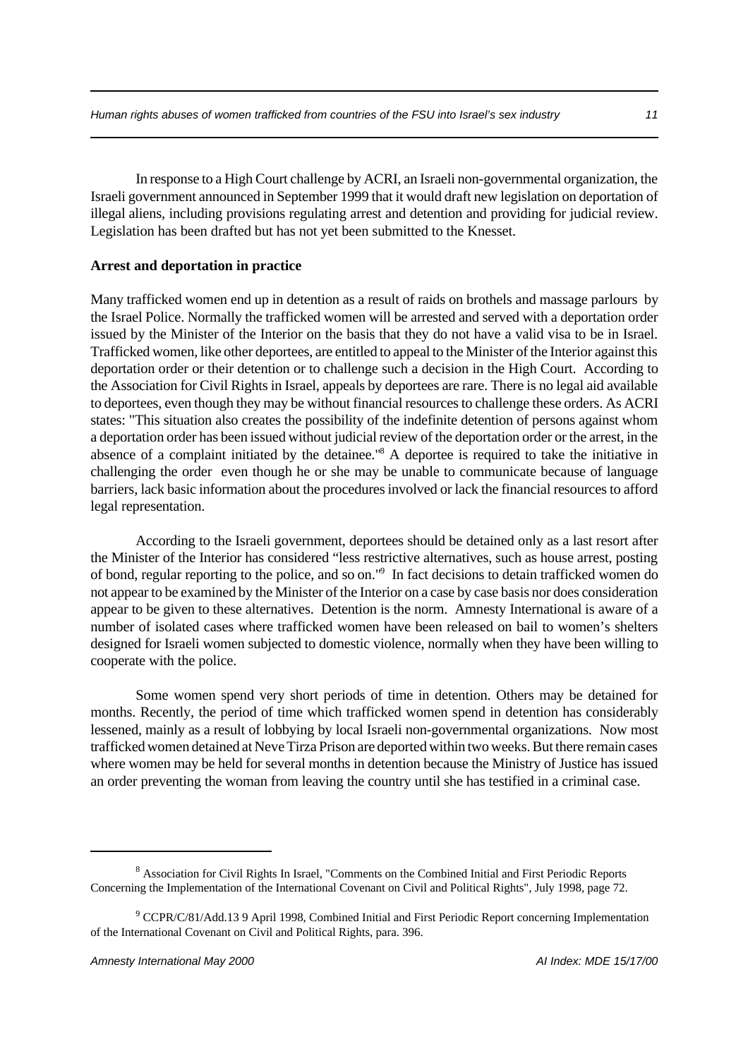In response to a High Court challenge by ACRI, an Israeli non-governmental organization, the Israeli government announced in September 1999 that it would draft new legislation on deportation of illegal aliens, including provisions regulating arrest and detention and providing for judicial review. Legislation has been drafted but has not yet been submitted to the Knesset.

**Arrest and deportation in practice**

Many trafficked women end up in detention as a result of raids on brothels and massage parlours by the Israel Police. Normally the trafficked women will be arrested and served with a deportation order issued by the Minister of the Interior on the basis that they do not have a valid visa to be in Israel. Trafficked women, like other deportees, are entitled to appeal to the Minister of the Interior against this deportation order or their detention or to challenge such a decision in the High Court. According to the Association for Civil Rights in Israel, appeals by deportees are rare. There is no legal aid available to deportees, even though they may be without financial resources to challenge these orders. As ACRI states: "This situation also creates the possibility of the indefinite detention of persons against whom a deportation order has been issued without judicial review of the deportation order or the arrest, in the absence of a complaint initiated by the detainee."[8] A deportee is required to take the initiative in challenging the order even though he or she may be unable to communicate because of language barriers, lack basic information about the procedures involved or lack the financial resources to afford legal representation.

According to the Israeli government, deportees should be detained only as a last resort after the Minister of the Interior has considered "less restrictive alternatives, such as house arrest, posting of bond, regular reporting to the police, and so on."[9] In fact decisions to detain trafficked women do not appear to be examined by the Minister of the Interior on a case by case basis nor does consideration appear to be given to these alternatives. Detention is the norm. Amnesty International is aware of a number of isolated cases where trafficked women have been released on bail to women's shelters designed for Israeli women subjected to domestic violence, normally when they have been willing to cooperate with the police.

Some women spend very short periods of time in detention. Others may be detained for months. Recently, the period of time which trafficked women spend in detention has considerably lessened, mainly as a result of lobbying by local Israeli non-governmental organizations. Now most trafficked women detained at Neve Tirza Prison are deported within two weeks. But there remain cases where women may be held for several months in detention because the Ministry of Justice has issued an order preventing the woman from leaving the country until she has testified in a criminal case.

---

[8] Association for Civil Rights In Israel, "Comments on the Combined Initial and First Periodic Reports Concerning the Implementation of the International Covenant on Civil and Political Rights", July 1998, page 72.

[9] CCPR/C/81/Add.13 9 April 1998, Combined Initial and First Periodic Report concerning Implementation of the International Covenant on Civil and Political Rights, para. 396.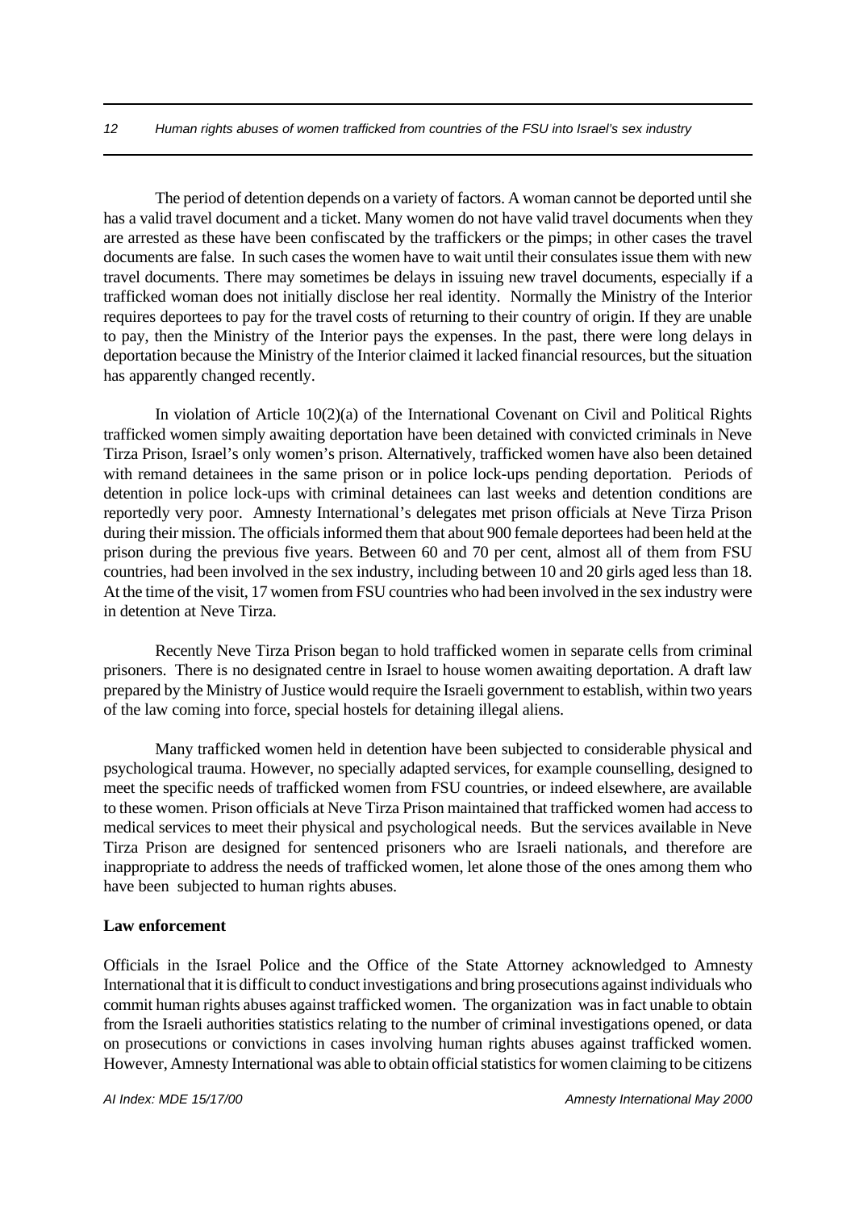The period of detention depends on a variety of factors. A woman cannot be deported until she has a valid travel document and a ticket. Many women do not have valid travel documents when they are arrested as these have been confiscated by the traffickers or the pimps; in other cases the travel documents are false. In such cases the women have to wait until their consulates issue them with new travel documents. There may sometimes be delays in issuing new travel documents, especially if a trafficked woman does not initially disclose her real identity. Normally the Ministry of the Interior requires deportees to pay for the travel costs of returning to their country of origin. If they are unable to pay, then the Ministry of the Interior pays the expenses. In the past, there were long delays in deportation because the Ministry of the Interior claimed it lacked financial resources, but the situation has apparently changed recently.

In violation of Article 10(2)(a) of the International Covenant on Civil and Political Rights trafficked women simply awaiting deportation have been detained with convicted criminals in Neve Tirza Prison, Israel's only women's prison. Alternatively, trafficked women have also been detained with remand detainees in the same prison or in police lock-ups pending deportation. Periods of detention in police lock-ups with criminal detainees can last weeks and detention conditions are reportedly very poor. Amnesty International's delegates met prison officials at Neve Tirza Prison during their mission. The officials informed them that about 900 female deportees had been held at the prison during the previous five years. Between 60 and 70 per cent, almost all of them from FSU countries, had been involved in the sex industry, including between 10 and 20 girls aged less than 18. At the time of the visit, 17 women from FSU countries who had been involved in the sex industry were in detention at Neve Tirza.

Recently Neve Tirza Prison began to hold trafficked women in separate cells from criminal prisoners. There is no designated centre in Israel to house women awaiting deportation. A draft law prepared by the Ministry of Justice would require the Israeli government to establish, within two years of the law coming into force, special hostels for detaining illegal aliens.

Many trafficked women held in detention have been subjected to considerable physical and psychological trauma. However, no specially adapted services, for example counselling, designed to meet the specific needs of trafficked women from FSU countries, or indeed elsewhere, are available to these women. Prison officials at Neve Tirza Prison maintained that trafficked women had access to medical services to meet their physical and psychological needs. But the services available in Neve Tirza Prison are designed for sentenced prisoners who are Israeli nationals, and therefore are inappropriate to address the needs of trafficked women, let alone those of the ones among them who have been subjected to human rights abuses.

**Law enforcement**

Officials in the Israel Police and the Office of the State Attorney acknowledged to Amnesty International that it is difficult to conduct investigations and bring prosecutions against individuals who commit human rights abuses against trafficked women. The organization was in fact unable to obtain from the Israeli authorities statistics relating to the number of criminal investigations opened, or data on prosecutions or convictions in cases involving human rights abuses against trafficked women. However, Amnesty International was able to obtain official statistics for women claiming to be citizens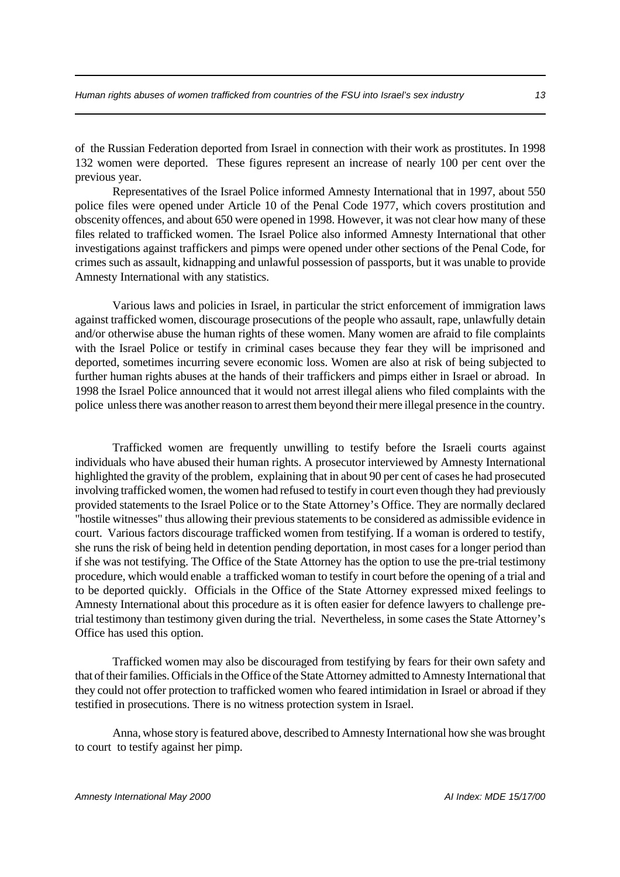of the Russian Federation deported from Israel in connection with their work as prostitutes. In 1998 132 women were deported. These figures represent an increase of nearly 100 per cent over the previous year.

Representatives of the Israel Police informed Amnesty International that in 1997, about 550 police files were opened under Article 10 of the Penal Code 1977, which covers prostitution and obscenity offences, and about 650 were opened in 1998. However, it was not clear how many of these files related to trafficked women. The Israel Police also informed Amnesty International that other investigations against traffickers and pimps were opened under other sections of the Penal Code, for crimes such as assault, kidnapping and unlawful possession of passports, but it was unable to provide Amnesty International with any statistics.

Various laws and policies in Israel, in particular the strict enforcement of immigration laws against trafficked women, discourage prosecutions of the people who assault, rape, unlawfully detain and/or otherwise abuse the human rights of these women. Many women are afraid to file complaints with the Israel Police or testify in criminal cases because they fear they will be imprisoned and deported, sometimes incurring severe economic loss. Women are also at risk of being subjected to further human rights abuses at the hands of their traffickers and pimps either in Israel or abroad. In 1998 the Israel Police announced that it would not arrest illegal aliens who filed complaints with the police unless there was another reason to arrest them beyond their mere illegal presence in the country.

Trafficked women are frequently unwilling to testify before the Israeli courts against individuals who have abused their human rights. A prosecutor interviewed by Amnesty International highlighted the gravity of the problem, explaining that in about 90 per cent of cases he had prosecuted involving trafficked women, the women had refused to testify in court even though they had previously provided statements to the Israel Police or to the State Attorney's Office. They are normally declared "hostile witnesses" thus allowing their previous statements to be considered as admissible evidence in court. Various factors discourage trafficked women from testifying. If a woman is ordered to testify, she runs the risk of being held in detention pending deportation, in most cases for a longer period than if she was not testifying. The Office of the State Attorney has the option to use the pre-trial testimony procedure, which would enable a trafficked woman to testify in court before the opening of a trial and to be deported quickly. Officials in the Office of the State Attorney expressed mixed feelings to Amnesty International about this procedure as it is often easier for defence lawyers to challenge pre-trial testimony than testimony given during the trial. Nevertheless, in some cases the State Attorney's Office has used this option.

Trafficked women may also be discouraged from testifying by fears for their own safety and that of their families. Officials in the Office of the State Attorney admitted to Amnesty International that they could not offer protection to trafficked women who feared intimidation in Israel or abroad if they testified in prosecutions. There is no witness protection system in Israel.

Anna, whose story is featured above, described to Amnesty International how she was brought to court to testify against her pimp.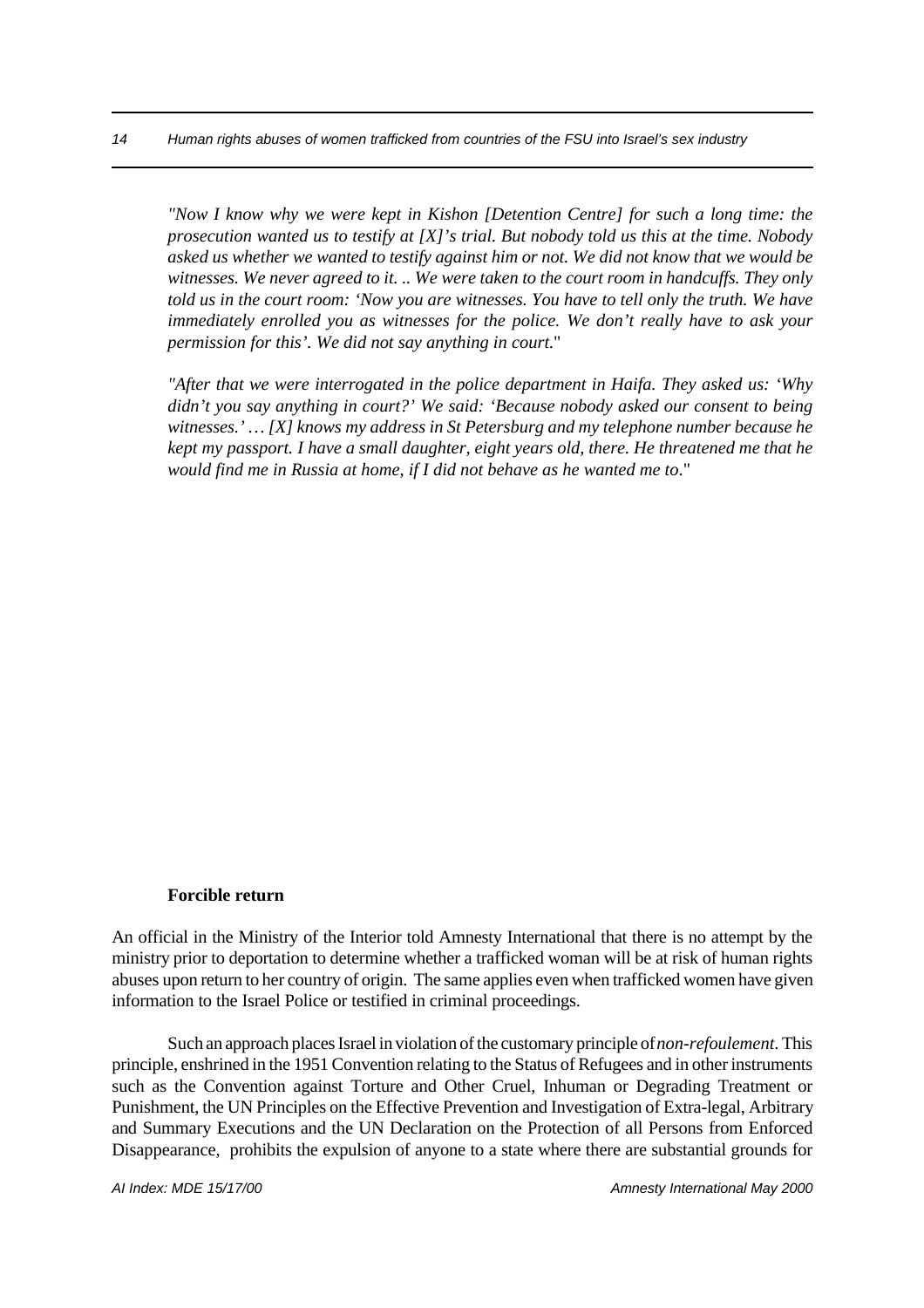*"Now I know why we were kept in Kishon [Detention Centre] for such a long time: the prosecution wanted us to testify at [X]'s trial. But nobody told us this at the time. Nobody asked us whether we wanted to testify against him or not. We did not know that we would be witnesses. We never agreed to it. .. We were taken to the court room in handcuffs. They only told us in the court room: 'Now you are witnesses. You have to tell only the truth. We have immediately enrolled you as witnesses for the police. We don't really have to ask your permission for this'. We did not say anything in court.*"

*"After that we were interrogated in the police department in Haifa. They asked us: 'Why didn't you say anything in court?' We said: 'Because nobody asked our consent to being witnesses.' … [X] knows my address in St Petersburg and my telephone number because he kept my passport. I have a small daughter, eight years old, there. He threatened me that he would find me in Russia at home, if I did not behave as he wanted me to*."

**Forcible return**

An official in the Ministry of the Interior told Amnesty International that there is no attempt by the ministry prior to deportation to determine whether a trafficked woman will be at risk of human rights abuses upon return to her country of origin. The same applies even when trafficked women have given information to the Israel Police or testified in criminal proceedings.

Such an approach places Israel in violation of the customary principle of *non-refoulement*. This principle, enshrined in the 1951 Convention relating to the Status of Refugees and in other instruments such as the Convention against Torture and Other Cruel, Inhuman or Degrading Treatment or Punishment, the UN Principles on the Effective Prevention and Investigation of Extra-legal, Arbitrary and Summary Executions and the UN Declaration on the Protection of all Persons from Enforced Disappearance, prohibits the expulsion of anyone to a state where there are substantial grounds for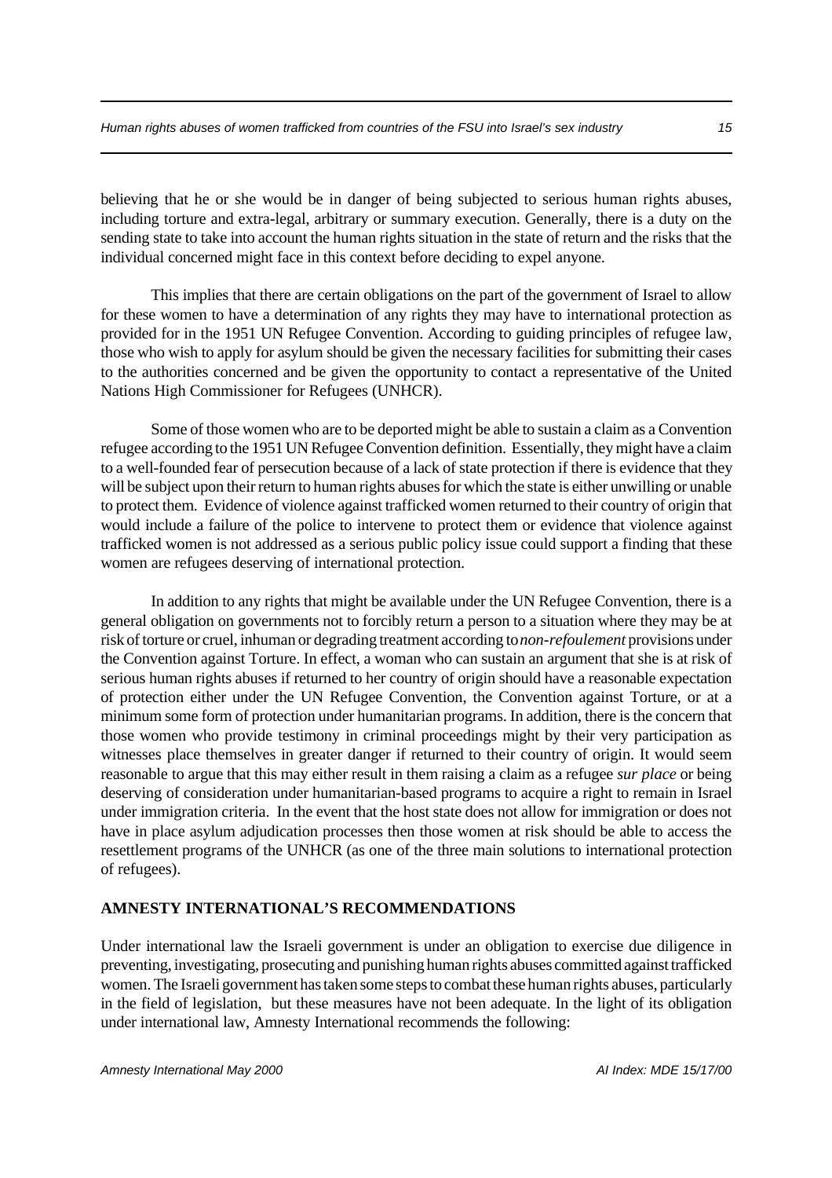believing that he or she would be in danger of being subjected to serious human rights abuses, including torture and extra-legal, arbitrary or summary execution. Generally, there is a duty on the sending state to take into account the human rights situation in the state of return and the risks that the individual concerned might face in this context before deciding to expel anyone.

This implies that there are certain obligations on the part of the government of Israel to allow for these women to have a determination of any rights they may have to international protection as provided for in the 1951 UN Refugee Convention. According to guiding principles of refugee law, those who wish to apply for asylum should be given the necessary facilities for submitting their cases to the authorities concerned and be given the opportunity to contact a representative of the United Nations High Commissioner for Refugees (UNHCR).

Some of those women who are to be deported might be able to sustain a claim as a Convention refugee according to the 1951 UN Refugee Convention definition. Essentially, they might have a claim to a well-founded fear of persecution because of a lack of state protection if there is evidence that they will be subject upon their return to human rights abuses for which the state is either unwilling or unable to protect them. Evidence of violence against trafficked women returned to their country of origin that would include a failure of the police to intervene to protect them or evidence that violence against trafficked women is not addressed as a serious public policy issue could support a finding that these women are refugees deserving of international protection.

In addition to any rights that might be available under the UN Refugee Convention, there is a general obligation on governments not to forcibly return a person to a situation where they may be at risk of torture or cruel, inhuman or degrading treatment according to *non-refoulement* provisions under the Convention against Torture. In effect, a woman who can sustain an argument that she is at risk of serious human rights abuses if returned to her country of origin should have a reasonable expectation of protection either under the UN Refugee Convention, the Convention against Torture, or at a minimum some form of protection under humanitarian programs. In addition, there is the concern that those women who provide testimony in criminal proceedings might by their very participation as witnesses place themselves in greater danger if returned to their country of origin. It would seem reasonable to argue that this may either result in them raising a claim as a refugee *sur place* or being deserving of consideration under humanitarian-based programs to acquire a right to remain in Israel under immigration criteria. In the event that the host state does not allow for immigration or does not have in place asylum adjudication processes then those women at risk should be able to access the resettlement programs of the UNHCR (as one of the three main solutions to international protection of refugees).

## AMNESTY INTERNATIONAL'S RECOMMENDATIONS

Under international law the Israeli government is under an obligation to exercise due diligence in preventing, investigating, prosecuting and punishing human rights abuses committed against trafficked women. The Israeli government has taken some steps to combat these human rights abuses, particularly in the field of legislation, but these measures have not been adequate. In the light of its obligation under international law, Amnesty International recommends the following: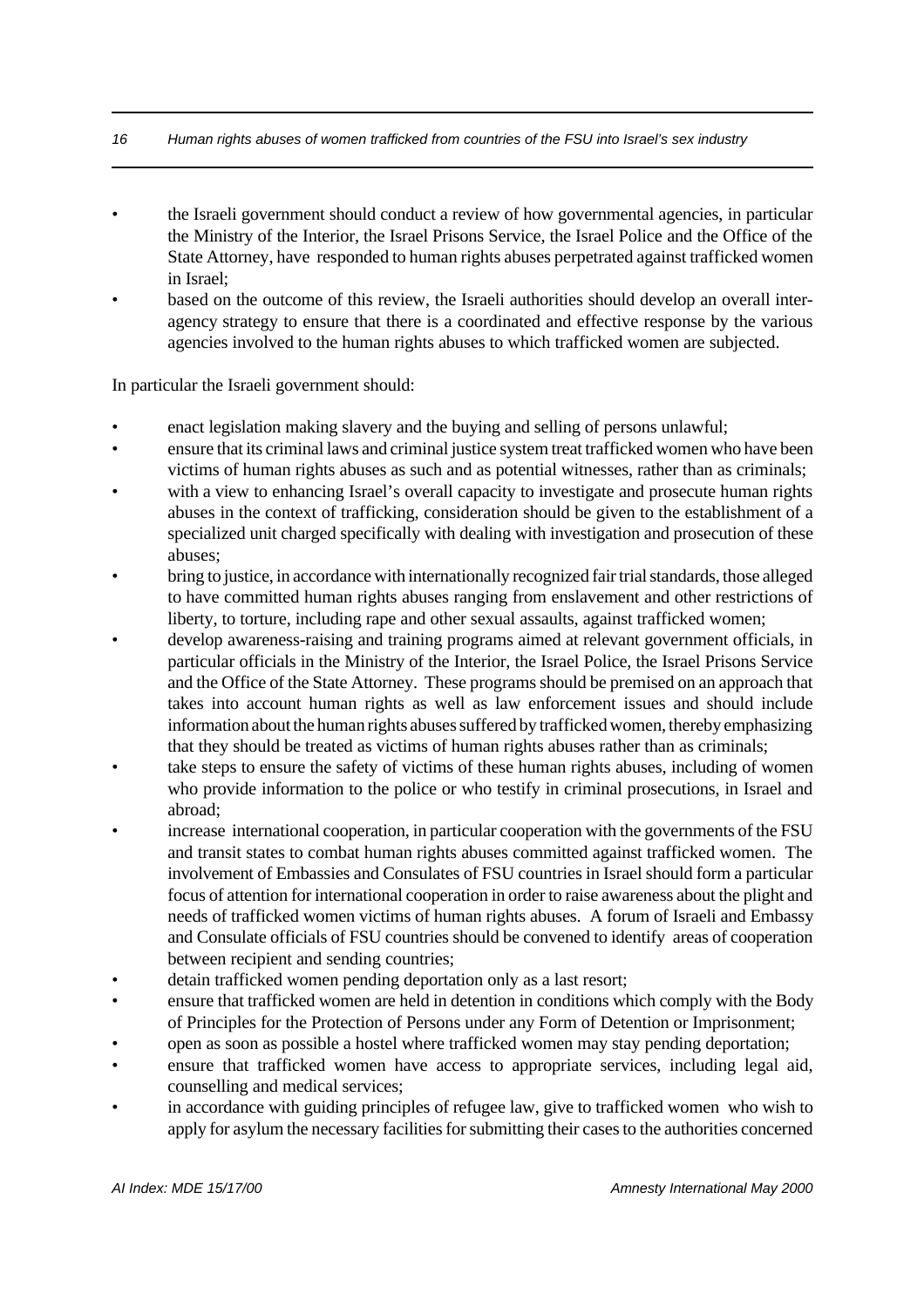- the Israeli government should conduct a review of how governmental agencies, in particular the Ministry of the Interior, the Israel Prisons Service, the Israel Police and the Office of the State Attorney, have responded to human rights abuses perpetrated against trafficked women in Israel;
- based on the outcome of this review, the Israeli authorities should develop an overall inter-agency strategy to ensure that there is a coordinated and effective response by the various agencies involved to the human rights abuses to which trafficked women are subjected.

In particular the Israeli government should:

- enact legislation making slavery and the buying and selling of persons unlawful;
- ensure that its criminal laws and criminal justice system treat trafficked women who have been victims of human rights abuses as such and as potential witnesses, rather than as criminals;
- with a view to enhancing Israel's overall capacity to investigate and prosecute human rights abuses in the context of trafficking, consideration should be given to the establishment of a specialized unit charged specifically with dealing with investigation and prosecution of these abuses;
- bring to justice, in accordance with internationally recognized fair trial standards, those alleged to have committed human rights abuses ranging from enslavement and other restrictions of liberty, to torture, including rape and other sexual assaults, against trafficked women;
- develop awareness-raising and training programs aimed at relevant government officials, in particular officials in the Ministry of the Interior, the Israel Police, the Israel Prisons Service and the Office of the State Attorney. These programs should be premised on an approach that takes into account human rights as well as law enforcement issues and should include information about the human rights abuses suffered by trafficked women, thereby emphasizing that they should be treated as victims of human rights abuses rather than as criminals;
- take steps to ensure the safety of victims of these human rights abuses, including of women who provide information to the police or who testify in criminal prosecutions, in Israel and abroad;
- increase international cooperation, in particular cooperation with the governments of the FSU and transit states to combat human rights abuses committed against trafficked women. The involvement of Embassies and Consulates of FSU countries in Israel should form a particular focus of attention for international cooperation in order to raise awareness about the plight and needs of trafficked women victims of human rights abuses. A forum of Israeli and Embassy and Consulate officials of FSU countries should be convened to identify areas of cooperation between recipient and sending countries;
- detain trafficked women pending deportation only as a last resort;
- ensure that trafficked women are held in detention in conditions which comply with the Body of Principles for the Protection of Persons under any Form of Detention or Imprisonment;
- open as soon as possible a hostel where trafficked women may stay pending deportation;
- ensure that trafficked women have access to appropriate services, including legal aid, counselling and medical services;
- in accordance with guiding principles of refugee law, give to trafficked women who wish to apply for asylum the necessary facilities for submitting their cases to the authorities concerned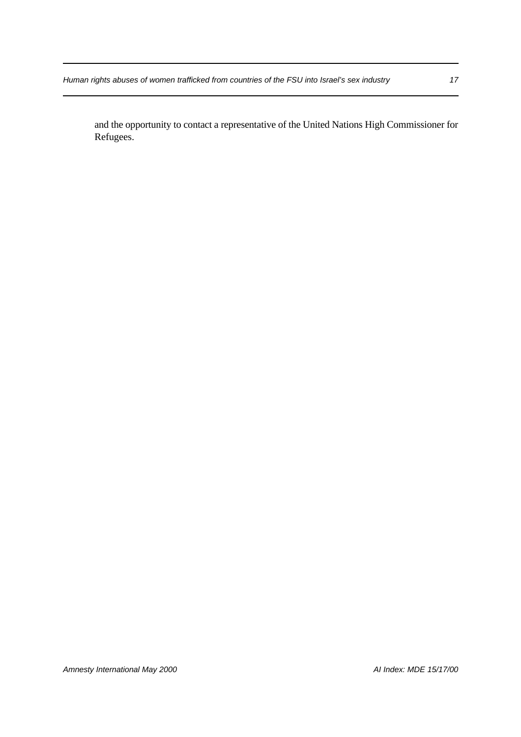and the opportunity to contact a representative of the United Nations High Commissioner for Refugees.